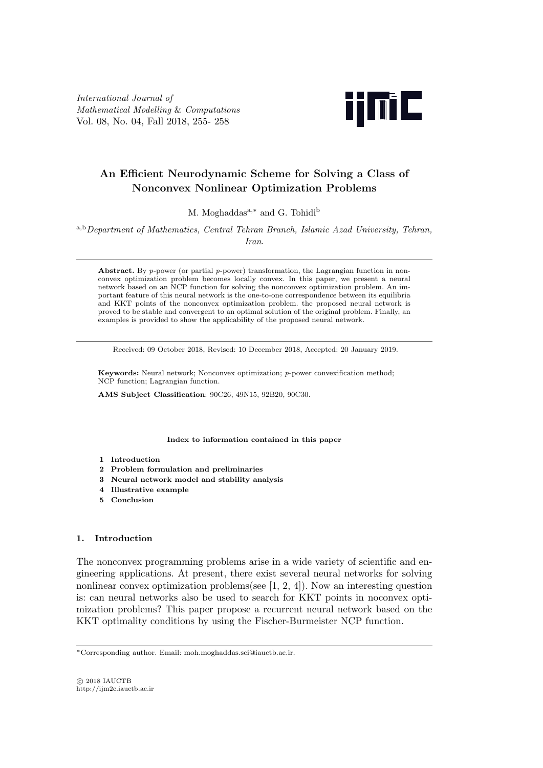# An Efficient Neurodynamic Scheme for Solving a Class of Nonconvex Nonlinear Optimization Problems

M. Moghaddas[a,*] and G. Tohidi[b]

[a,b] *Department of Mathematics, Central Tehran Branch, Islamic Azad University, Tehran, Iran.*

---

**Abstract.** By $p$-power (or partial $p$-power) transformation, the Lagrangian function in nonconvex optimization problem becomes locally convex. In this paper, we present a neural network based on an NCP function for solving the nonconvex optimization problem. An important feature of this neural network is the one-to-one correspondence between its equilibria and KKT points of the nonconvex optimization problem. the proposed neural network is proved to be stable and convergent to an optimal solution of the original problem. Finally, an examples is provided to show the applicability of the proposed neural network.

---

Received: 09 October 2018, Revised: 10 December 2018, Accepted: 20 January 2019.

**Keywords:** Neural network; Nonconvex optimization; $p$-power convexification method; NCP function; Lagrangian function.

**AMS Subject Classification**: 90C26, 49N15, 92B20, 90C30.

**Index to information contained in this paper**

1. **Introduction**
2. **Problem formulation and preliminaries**
3. **Neural network model and stability analysis**
4. **Illustrative example**
5. **Conclusion**

## 1. Introduction

The nonconvex programming problems arise in a wide variety of scientific and engineering applications. At present, there exist several neural networks for solving nonlinear convex optimization problems(see [1, 2, 4]). Now an interesting question is: can neural networks also be used to search for KKT points in noconvex optimization problems? This paper propose a recurrent neural network based on the KKT optimality conditions by using the Fischer-Burmeister NCP function.

---

*Corresponding author. Email: moh.moghaddas.sci@iauctb.ac.ir.

© 2018 IAUCTB
http://ijm2c.iauctb.ac.ir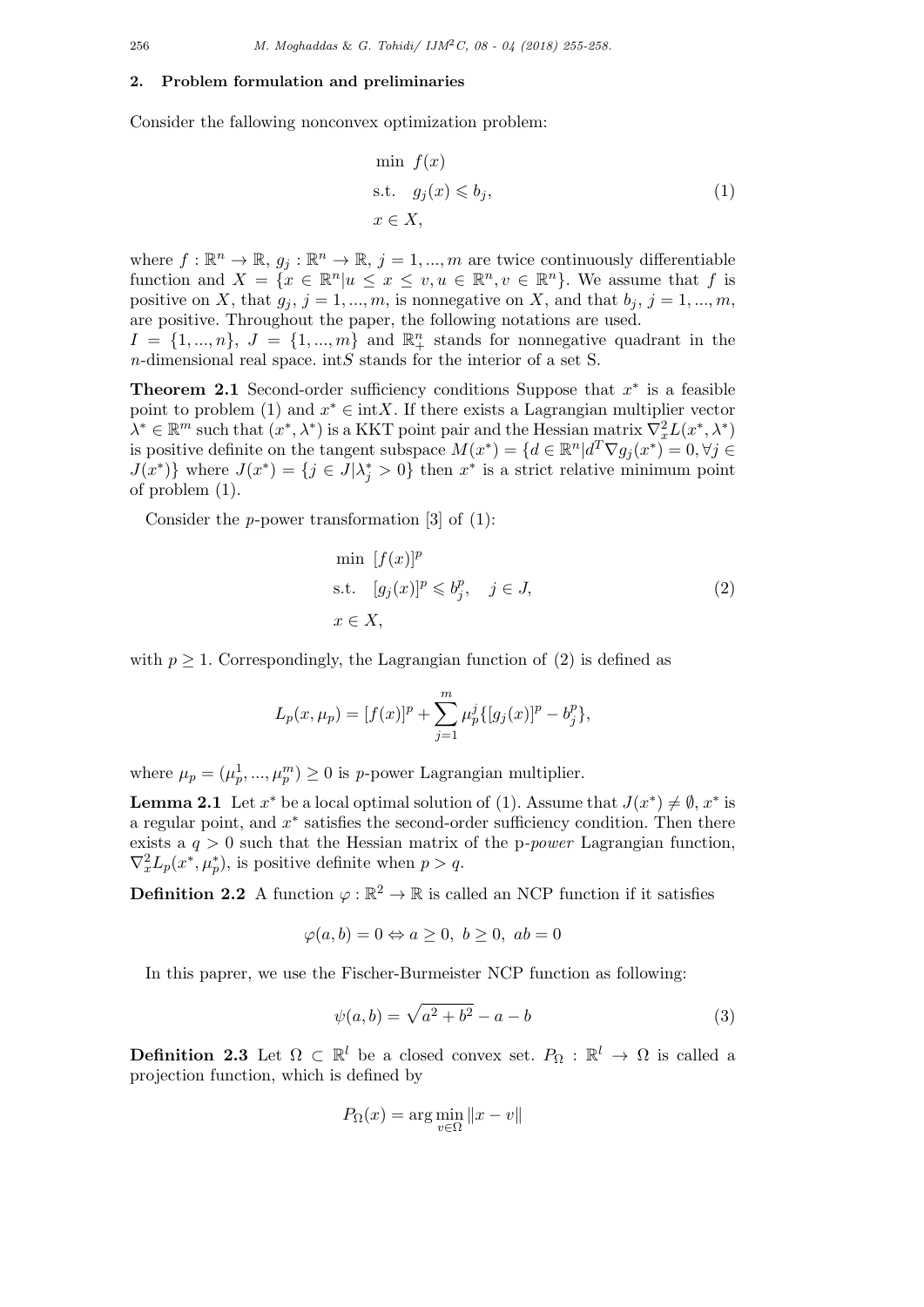## 2. Problem formulation and preliminaries

Consider the fallowing nonconvex optimization problem:

$$
\begin{aligned}
&\min \ f(x) \\
&\text{s.t.} \quad g_j(x) \leqslant b_j, \\
&x \in X,
\end{aligned}
\tag{1}
$$

where $f : \mathbb{R}^n \to \mathbb{R}$, $g_j : \mathbb{R}^n \to \mathbb{R}$, $j = 1, ..., m$ are twice continuously differentiable function and $X = \{x \in \mathbb{R}^n | u \leq x \leq v, u \in \mathbb{R}^n, v \in \mathbb{R}^n\}$. We assume that $f$ is positive on $X$, that $g_j$, $j = 1, ..., m$, is nonnegative on $X$, and that $b_j$, $j = 1, ..., m$, are positive. Throughout the paper, the following notations are used.
$I = \{1, ..., n\}$, $J = \{1, ..., m\}$ and $\mathbb{R}^n_+$ stands for nonnegative quadrant in the $n$-dimensional real space. int$S$ stands for the interior of a set S.

**Theorem 2.1** Second-order sufficiency conditions Suppose that $x^*$ is a feasible point to problem (1) and $x^* \in \text{int}X$. If there exists a Lagrangian multiplier vector $\lambda^* \in \mathbb{R}^m$ such that $(x^*, \lambda^*)$ is a KKT point pair and the Hessian matrix $\nabla^2_x L(x^*, \lambda^*)$ is positive definite on the tangent subspace $M(x^*) = \{d \in \mathbb{R}^n | d^T \nabla g_j(x^*) = 0, \forall j \in J(x^*)\}$ where $J(x^*) = \{j \in J | \lambda^*_j > 0\}$ then $x^*$ is a strict relative minimum point of problem (1).

Consider the $p$-power transformation [3] of (1):

$$
\begin{aligned}
&\min \ [f(x)]^p \\
&\text{s.t.} \quad [g_j(x)]^p \leqslant b_j^p, \quad j \in J, \\
&x \in X,
\end{aligned}
\tag{2}
$$

with $p \geq 1$. Correspondingly, the Lagrangian function of (2) is defined as

$$
L_p(x, \mu_p) = [f(x)]^p + \sum_{j=1}^{m} \mu_p^j \{[g_j(x)]^p - b_j^p\},
$$

where $\mu_p = (\mu_p^1, ..., \mu_p^m) \geq 0$ is $p$-power Lagrangian multiplier.

**Lemma 2.1** Let $x^*$ be a local optimal solution of (1). Assume that $J(x^*) \neq \emptyset$, $x^*$ is a regular point, and $x^*$ satisfies the second-order sufficiency condition. Then there exists a $q > 0$ such that the Hessian matrix of the p-*power* Lagrangian function, $\nabla^2_x L_p(x^*, \mu^*_p)$, is positive definite when $p > q$.

**Definition 2.2** A function $\varphi : \mathbb{R}^2 \to \mathbb{R}$ is called an NCP function if it satisfies

$$
\varphi(a, b) = 0 \Leftrightarrow a \geq 0, \ b \geq 0, \ ab = 0
$$

In this paprer, we use the Fischer-Burmeister NCP function as following:

$$
\psi(a, b) = \sqrt{a^2 + b^2} - a - b \tag{3}
$$

**Definition 2.3** Let $\Omega \subset \mathbb{R}^l$ be a closed convex set. $P_\Omega : \mathbb{R}^l \to \Omega$ is called a projection function, which is defined by

$$
P_\Omega(x) = \arg\min_{v \in \Omega} \|x - v\|
$$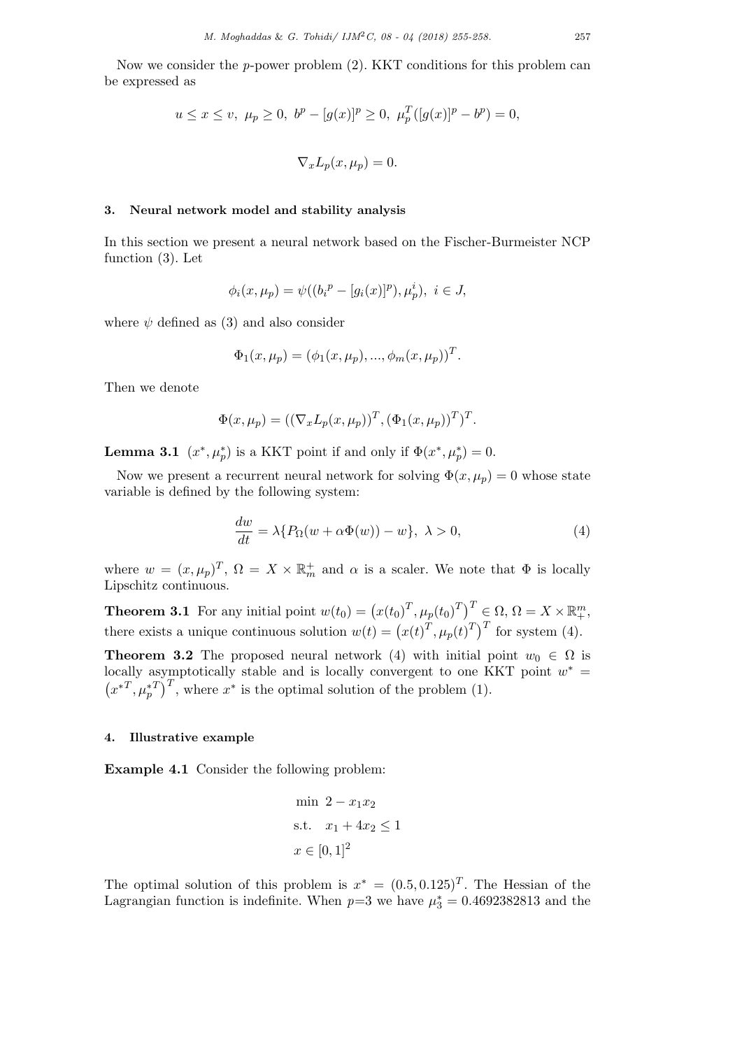Now we consider the $p$-power problem (2). KKT conditions for this problem can be expressed as

$$u \leq x \leq v,\ \mu_p \geq 0,\ b^p - [g(x)]^p \geq 0,\ \mu_p^T([g(x)]^p - b^p) = 0,$$

$$\nabla_x L_p(x, \mu_p) = 0.$$

## 3. Neural network model and stability analysis

In this section we present a neural network based on the Fischer-Burmeister NCP function (3). Let

$$\phi_i(x, \mu_p) = \psi((b_i{}^p - [g_i(x)]^p), \mu_p^i),\ i \in J,$$

where $\psi$ defined as (3) and also consider

$$\Phi_1(x, \mu_p) = (\phi_1(x, \mu_p), ..., \phi_m(x, \mu_p))^T.$$

Then we denote

$$\Phi(x, \mu_p) = ((\nabla_x L_p(x, \mu_p))^T, (\Phi_1(x, \mu_p))^T)^T.$$

**Lemma 3.1** $(x^*, \mu_p^*)$ is a KKT point if and only if $\Phi(x^*, \mu_p^*) = 0$.

Now we present a recurrent neural network for solving $\Phi(x, \mu_p) = 0$ whose state variable is defined by the following system:

$$\frac{dw}{dt} = \lambda\{P_\Omega(w + \alpha\Phi(w)) - w\},\ \lambda > 0, \tag{4}$$

where $w = (x, \mu_p)^T$, $\Omega = X \times \mathbb{R}_m^+$ and $\alpha$ is a scaler. We note that $\Phi$ is locally Lipschitz continuous.

**Theorem 3.1** For any initial point $w(t_0) = \left(x(t_0)^T, \mu_p(t_0)^T\right)^T \in \Omega$, $\Omega = X \times \mathbb{R}_+^m$, there exists a unique continuous solution $w(t) = \left(x(t)^T, \mu_p(t)^T\right)^T$ for system (4).

**Theorem 3.2** The proposed neural network (4) with initial point $w_0 \in \Omega$ is locally asymptotically stable and is locally convergent to one KKT point $w^* = \left(x^{*T}, \mu_p^{*T}\right)^T$, where $x^*$ is the optimal solution of the problem (1).

## 4. Illustrative example

**Example 4.1** Consider the following problem:

$$\begin{aligned} &\min\ 2 - x_1x_2 \\ &\text{s.t.}\quad x_1 + 4x_2 \leq 1 \\ &x \in [0, 1]^2 \end{aligned}$$

The optimal solution of this problem is $x^* = (0.5, 0.125)^T$. The Hessian of the Lagrangian function is indefinite. When $p$=3 we have $\mu_3^* = 0.4692382813$ and the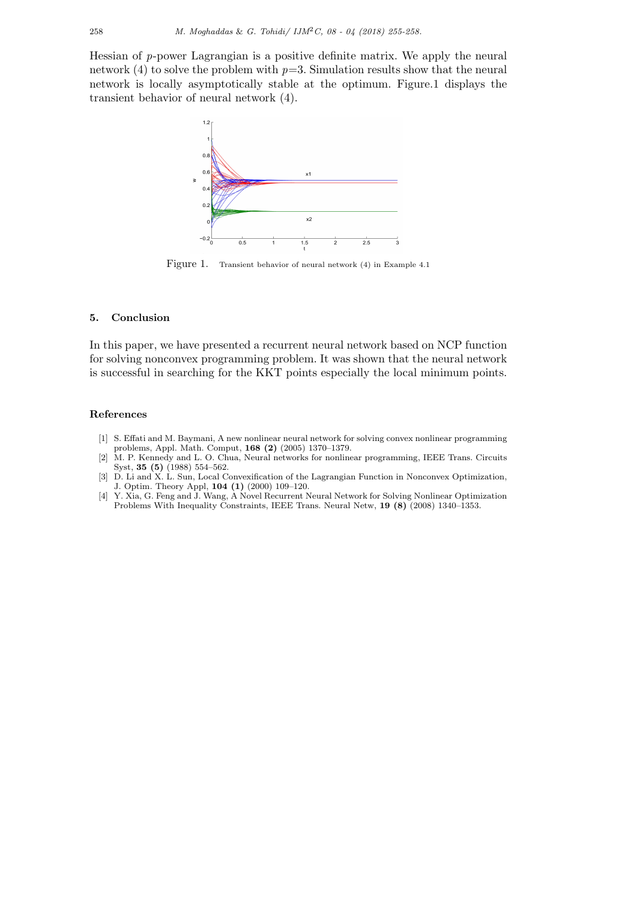Hessian of $p$-power Lagrangian is a positive definite matrix. We apply the neural network (4) to solve the problem with $p$=3. Simulation results show that the neural network is locally asymptotically stable at the optimum. Figure.1 displays the transient behavior of neural network (4).

1.2
1
0.8
0.6
0.4
0.2
0
−0.2
w
x1
x2
0
0.5
1
1.5
2
2.5
3
t

Figure 1. Transient behavior of neural network (4) in Example 4.1

## 5. Conclusion

In this paper, we have presented a recurrent neural network based on NCP function for solving nonconvex programming problem. It was shown that the neural network is successful in searching for the KKT points especially the local minimum points.

## References

[1] S. Effati and M. Baymani, A new nonlinear neural network for solving convex nonlinear programming problems, Appl. Math. Comput, **168 (2)** (2005) 1370–1379.

[2] M. P. Kennedy and L. O. Chua, Neural networks for nonlinear programming, IEEE Trans. Circuits Syst, **35 (5)** (1988) 554–562.

[3] D. Li and X. L. Sun, Local Convexification of the Lagrangian Function in Nonconvex Optimization, J. Optim. Theory Appl, **104 (1)** (2000) 109–120.

[4] Y. Xia, G. Feng and J. Wang, A Novel Recurrent Neural Network for Solving Nonlinear Optimization Problems With Inequality Constraints, IEEE Trans. Neural Netw, **19 (8)** (2008) 1340–1353.